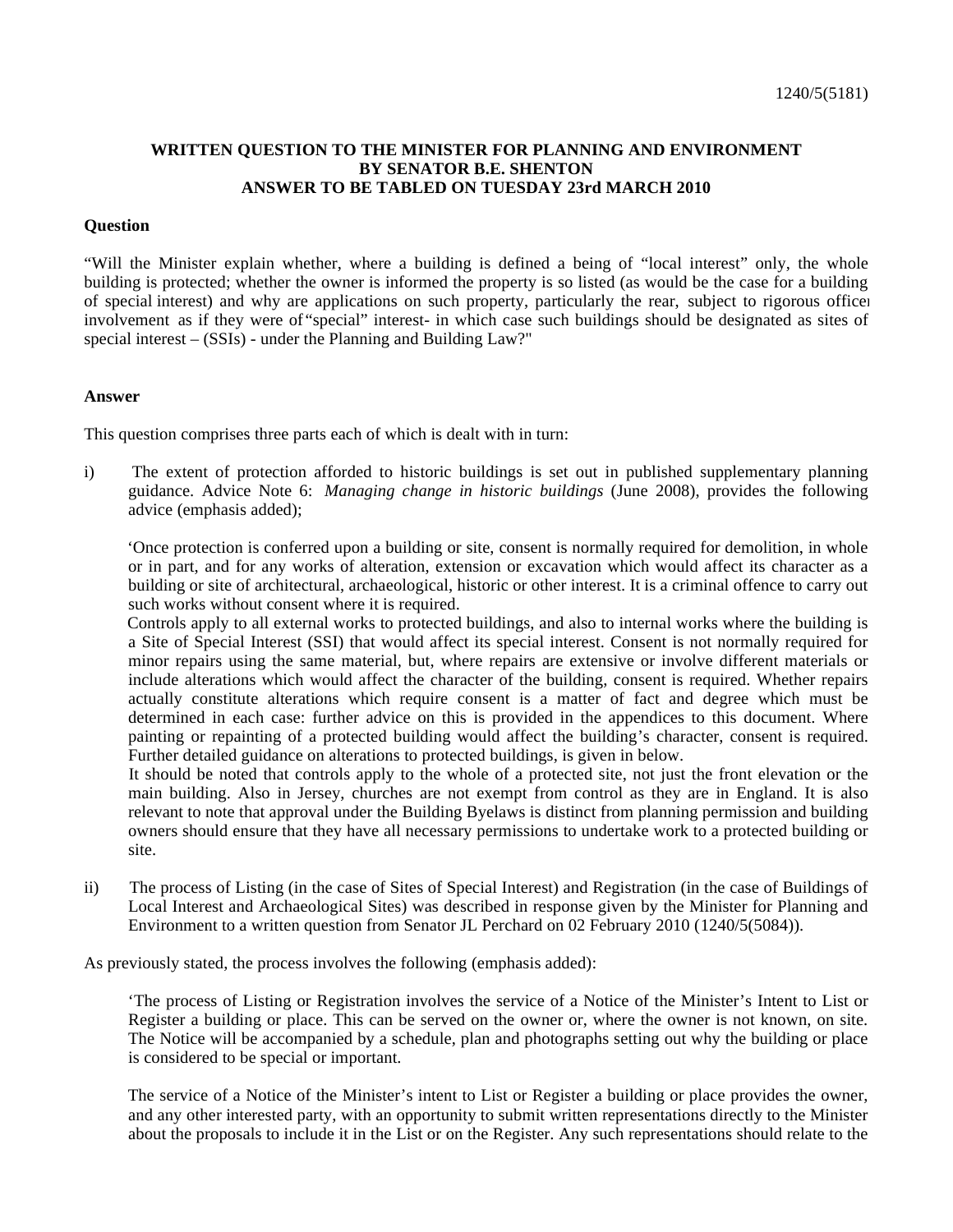1240/5(5181)

**WRITTEN QUESTION TO THE MINISTER FOR PLANNING AND ENVIRONMENT BY SENATOR B.E. SHENTON ANSWER TO BE TABLED ON TUESDAY 23rd MARCH 2010**

**Question**

"Will the Minister explain whether, where a building is defined a being of "local interest" only, the whole building is protected; whether the owner is informed the property is so listed (as would be the case for a building of special interest) and why are applications on such property, particularly the rear, subject to rigorous officer involvement as if they were of "special" interest- in which case such buildings should be designated as sites of special interest – (SSIs) - under the Planning and Building Law?"

**Answer**

This question comprises three parts each of which is dealt with in turn:

i) The extent of protection afforded to historic buildings is set out in published supplementary planning guidance. Advice Note 6: *Managing change in historic buildings* (June 2008), provides the following advice (emphasis added);

'Once protection is conferred upon a building or site, consent is normally required for demolition, in whole or in part, and for any works of alteration, extension or excavation which would affect its character as a building or site of architectural, archaeological, historic or other interest. It is a criminal offence to carry out such works without consent where it is required.

Controls apply to all external works to protected buildings, and also to internal works where the building is a Site of Special Interest (SSI) that would affect its special interest. Consent is not normally required for minor repairs using the same material, but, where repairs are extensive or involve different materials or include alterations which would affect the character of the building, consent is required. Whether repairs actually constitute alterations which require consent is a matter of fact and degree which must be determined in each case: further advice on this is provided in the appendices to this document. Where painting or repainting of a protected building would affect the building's character, consent is required. Further detailed guidance on alterations to protected buildings, is given in below.

It should be noted that controls apply to the whole of a protected site, not just the front elevation or the main building. Also in Jersey, churches are not exempt from control as they are in England. It is also relevant to note that approval under the Building Byelaws is distinct from planning permission and building owners should ensure that they have all necessary permissions to undertake work to a protected building or site.

ii) The process of Listing (in the case of Sites of Special Interest) and Registration (in the case of Buildings of Local Interest and Archaeological Sites) was described in response given by the Minister for Planning and Environment to a written question from Senator JL Perchard on 02 February 2010 (1240/5(5084)).

As previously stated, the process involves the following (emphasis added):

'The process of Listing or Registration involves the service of a Notice of the Minister's Intent to List or Register a building or place. This can be served on the owner or, where the owner is not known, on site. The Notice will be accompanied by a schedule, plan and photographs setting out why the building or place is considered to be special or important.

The service of a Notice of the Minister's intent to List or Register a building or place provides the owner, and any other interested party, with an opportunity to submit written representations directly to the Minister about the proposals to include it in the List or on the Register. Any such representations should relate to the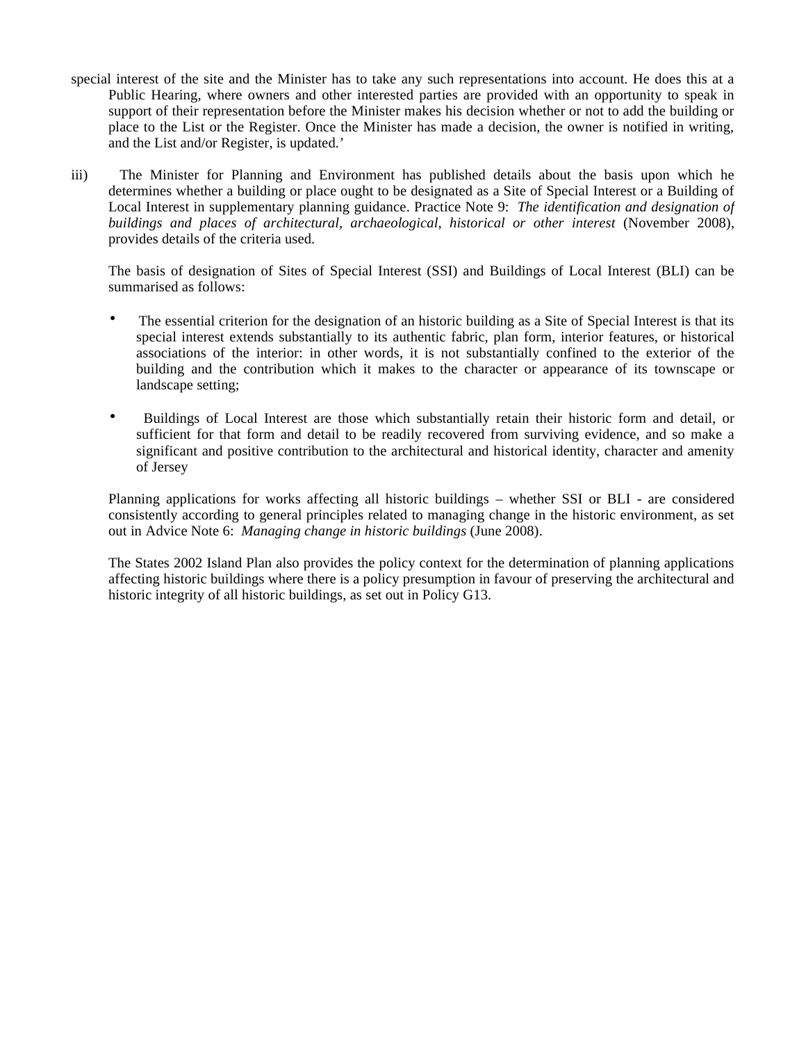special interest of the site and the Minister has to take any such representations into account. He does this at a Public Hearing, where owners and other interested parties are provided with an opportunity to speak in support of their representation before the Minister makes his decision whether or not to add the building or place to the List or the Register. Once the Minister has made a decision, the owner is notified in writing, and the List and/or Register, is updated.'

iii) The Minister for Planning and Environment has published details about the basis upon which he determines whether a building or place ought to be designated as a Site of Special Interest or a Building of Local Interest in supplementary planning guidance. Practice Note 9: *The identification and designation of buildings and places of architectural, archaeological, historical or other interest* (November 2008), provides details of the criteria used.

The basis of designation of Sites of Special Interest (SSI) and Buildings of Local Interest (BLI) can be summarised as follows:

- The essential criterion for the designation of an historic building as a Site of Special Interest is that its special interest extends substantially to its authentic fabric, plan form, interior features, or historical associations of the interior: in other words, it is not substantially confined to the exterior of the building and the contribution which it makes to the character or appearance of its townscape or landscape setting;

- Buildings of Local Interest are those which substantially retain their historic form and detail, or sufficient for that form and detail to be readily recovered from surviving evidence, and so make a significant and positive contribution to the architectural and historical identity, character and amenity of Jersey

Planning applications for works affecting all historic buildings – whether SSI or BLI - are considered consistently according to general principles related to managing change in the historic environment, as set out in Advice Note 6: *Managing change in historic buildings* (June 2008).

The States 2002 Island Plan also provides the policy context for the determination of planning applications affecting historic buildings where there is a policy presumption in favour of preserving the architectural and historic integrity of all historic buildings, as set out in Policy G13.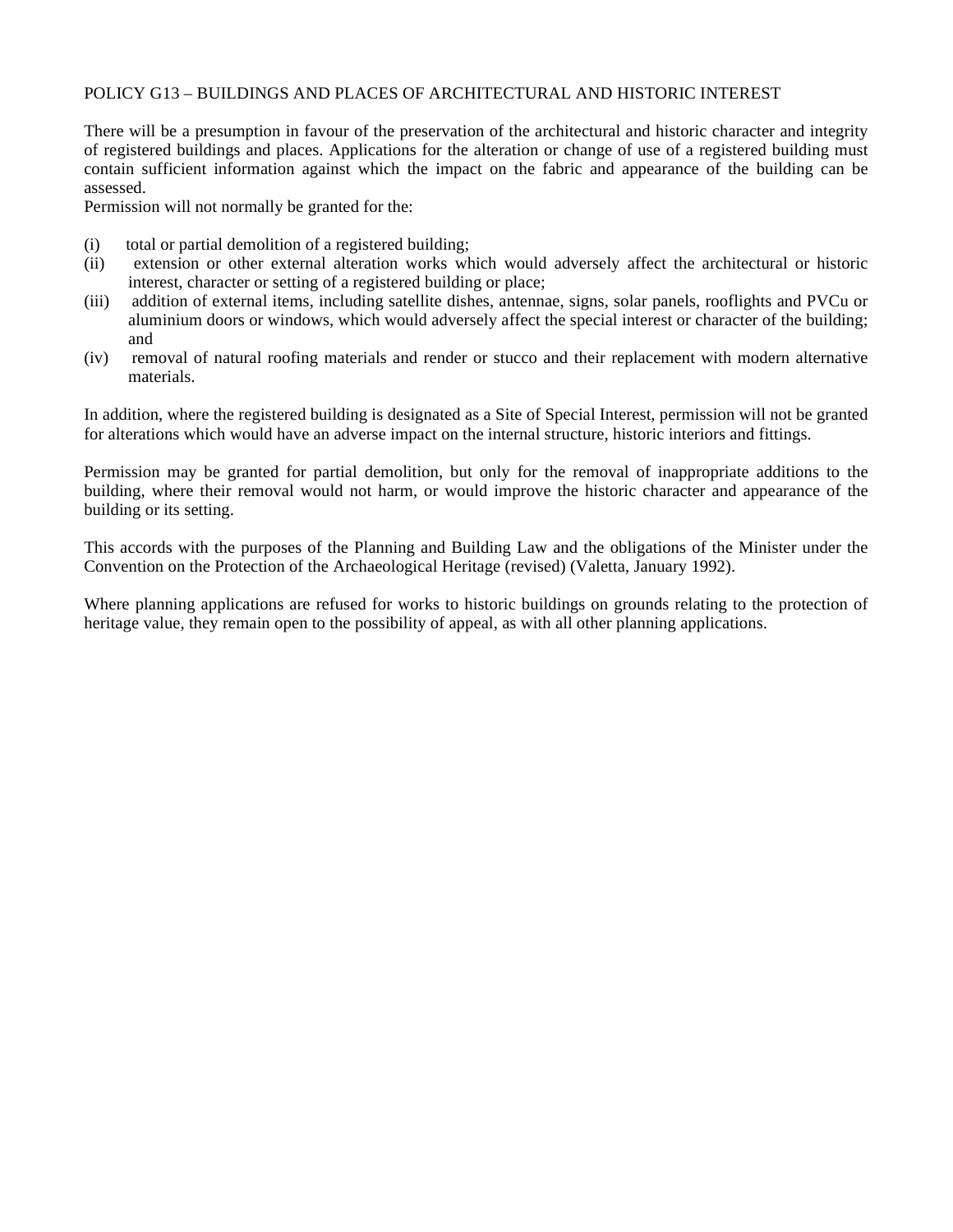## POLICY G13 – BUILDINGS AND PLACES OF ARCHITECTURAL AND HISTORIC INTEREST

There will be a presumption in favour of the preservation of the architectural and historic character and integrity of registered buildings and places. Applications for the alteration or change of use of a registered building must contain sufficient information against which the impact on the fabric and appearance of the building can be assessed.
Permission will not normally be granted for the:

(i) total or partial demolition of a registered building;
(ii) extension or other external alteration works which would adversely affect the architectural or historic interest, character or setting of a registered building or place;
(iii) addition of external items, including satellite dishes, antennae, signs, solar panels, rooflights and PVCu or aluminium doors or windows, which would adversely affect the special interest or character of the building; and
(iv) removal of natural roofing materials and render or stucco and their replacement with modern alternative materials.

In addition, where the registered building is designated as a Site of Special Interest, permission will not be granted for alterations which would have an adverse impact on the internal structure, historic interiors and fittings.

Permission may be granted for partial demolition, but only for the removal of inappropriate additions to the building, where their removal would not harm, or would improve the historic character and appearance of the building or its setting.

This accords with the purposes of the Planning and Building Law and the obligations of the Minister under the Convention on the Protection of the Archaeological Heritage (revised) (Valetta, January 1992).

Where planning applications are refused for works to historic buildings on grounds relating to the protection of heritage value, they remain open to the possibility of appeal, as with all other planning applications.